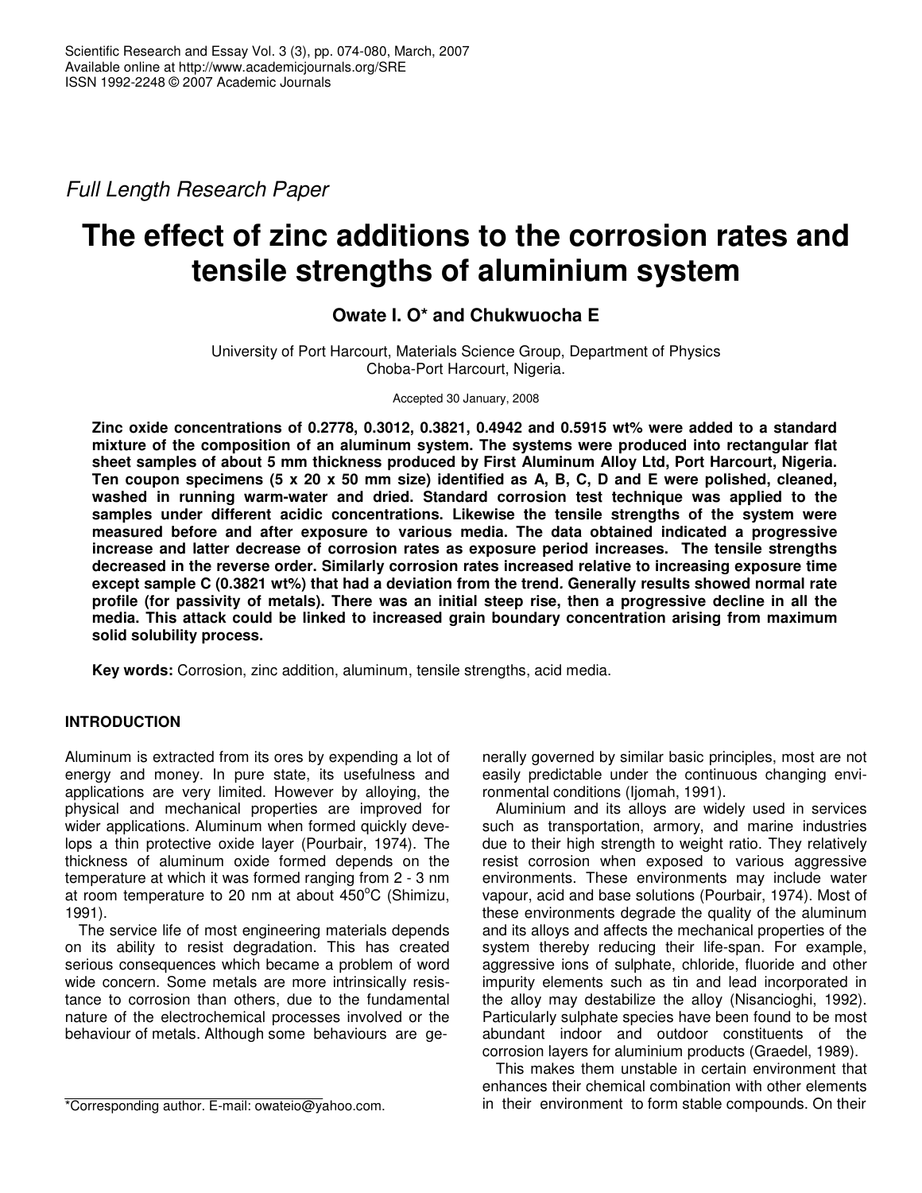*Full Length Research Paper*

# The effect of zinc additions to the corrosion rates and tensile strengths of aluminium system

**Owate I. O* and Chukwuocha E**

University of Port Harcourt, Materials Science Group, Department of Physics
Choba-Port Harcourt, Nigeria.

Accepted 30 January, 2008

**Zinc oxide concentrations of 0.2778, 0.3012, 0.3821, 0.4942 and 0.5915 wt% were added to a standard mixture of the composition of an aluminum system. The systems were produced into rectangular flat sheet samples of about 5 mm thickness produced by First Aluminum Alloy Ltd, Port Harcourt, Nigeria. Ten coupon specimens (5 x 20 x 50 mm size) identified as A, B, C, D and E were polished, cleaned, washed in running warm-water and dried. Standard corrosion test technique was applied to the samples under different acidic concentrations. Likewise the tensile strengths of the system were measured before and after exposure to various media. The data obtained indicated a progressive increase and latter decrease of corrosion rates as exposure period increases. The tensile strengths decreased in the reverse order. Similarly corrosion rates increased relative to increasing exposure time except sample C (0.3821 wt%) that had a deviation from the trend. Generally results showed normal rate profile (for passivity of metals). There was an initial steep rise, then a progressive decline in all the media. This attack could be linked to increased grain boundary concentration arising from maximum solid solubility process.**

**Key words:** Corrosion, zinc addition, aluminum, tensile strengths, acid media.

## INTRODUCTION

Aluminum is extracted from its ores by expending a lot of energy and money. In pure state, its usefulness and applications are very limited. However by alloying, the physical and mechanical properties are improved for wider applications. Aluminum when formed quickly develops a thin protective oxide layer (Pourbair, 1974). The thickness of aluminum oxide formed depends on the temperature at which it was formed ranging from 2 - 3 nm at room temperature to 20 nm at about 450°C (Shimizu, 1991).

The service life of most engineering materials depends on its ability to resist degradation. This has created serious consequences which became a problem of word wide concern. Some metals are more intrinsically resistance to corrosion than others, due to the fundamental nature of the electrochemical processes involved or the behaviour of metals. Although some behaviours are generally governed by similar basic principles, most are not easily predictable under the continuous changing environmental conditions (Ijomah, 1991).

Aluminium and its alloys are widely used in services such as transportation, armory, and marine industries due to their high strength to weight ratio. They relatively resist corrosion when exposed to various aggressive environments. These environments may include water vapour, acid and base solutions (Pourbair, 1974). Most of these environments degrade the quality of the aluminum and its alloys and affects the mechanical properties of the system thereby reducing their life-span. For example, aggressive ions of sulphate, chloride, fluoride and other impurity elements such as tin and lead incorporated in the alloy may destabilize the alloy (Nisancioghi, 1992). Particularly sulphate species have been found to be most abundant indoor and outdoor constituents of the corrosion layers for aluminium products (Graedel, 1989).

This makes them unstable in certain environment that enhances their chemical combination with other elements in their environment to form stable compounds. On their

*Corresponding author. E-mail: owateio@yahoo.com.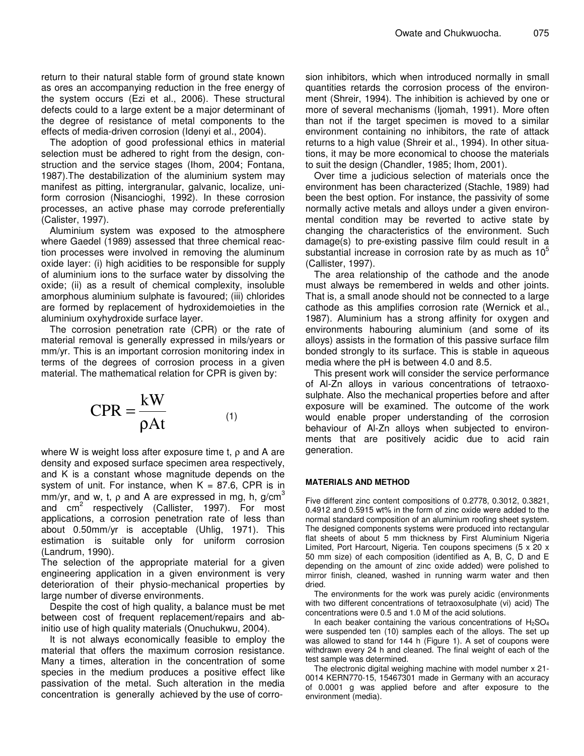return to their natural stable form of ground state known as ores an accompanying reduction in the free energy of the system occurs (Ezi et al., 2006). These structural defects could to a large extent be a major determinant of the degree of resistance of metal components to the effects of media-driven corrosion (Idenyi et al., 2004).

The adoption of good professional ethics in material selection must be adhered to right from the design, construction and the service stages (Ihom, 2004; Fontana, 1987).The destabilization of the aluminium system may manifest as pitting, intergranular, galvanic, localize, uniform corrosion (Nisancioghi, 1992). In these corrosion processes, an active phase may corrode preferentially (Calister, 1997).

Aluminium system was exposed to the atmosphere where Gaedel (1989) assessed that three chemical reaction processes were involved in removing the aluminum oxide layer: (i) high acidities to be responsible for supply of aluminium ions to the surface water by dissolving the oxide; (ii) as a result of chemical complexity, insoluble amorphous aluminium sulphate is favoured; (iii) chlorides are formed by replacement of hydroxidemoieties in the aluminium oxyhydroxide surface layer.

The corrosion penetration rate (CPR) or the rate of material removal is generally expressed in mils/years or mm/yr. This is an important corrosion monitoring index in terms of the degrees of corrosion process in a given material. The mathematical relation for CPR is given by:

$$CPR = \frac{kW}{\rho At} \qquad (1)$$

where W is weight loss after exposure time t, $\rho$ and A are density and exposed surface specimen area respectively, and K is a constant whose magnitude depends on the system of unit. For instance, when K = 87.6, CPR is in mm/yr, and w, t, $\rho$ and A are expressed in mg, h, $g/cm^3$ and $cm^2$ respectively (Callister, 1997). For most applications, a corrosion penetration rate of less than about 0.50mm/yr is acceptable (Uhlig, 1971). This estimation is suitable only for uniform corrosion (Landrum, 1990).

The selection of the appropriate material for a given engineering application in a given environment is very deterioration of their physio-mechanical properties by large number of diverse environments.

Despite the cost of high quality, a balance must be met between cost of frequent replacement/repairs and ab-initio use of high quality materials (Onuchukwu, 2004).

It is not always economically feasible to employ the material that offers the maximum corrosion resistance. Many a times, alteration in the concentration of some species in the medium produces a positive effect like passivation of the metal. Such alteration in the media concentration is generally achieved by the use of corrosion inhibitors, which when introduced normally in small quantities retards the corrosion process of the environment (Shreir, 1994). The inhibition is achieved by one or more of several mechanisms (Ijomah, 1991). More often than not if the target specimen is moved to a similar environment containing no inhibitors, the rate of attack returns to a high value (Shreir et al., 1994). In other situations, it may be more economical to choose the materials to suit the design (Chandler, 1985; Ihom, 2001).

Over time a judicious selection of materials once the environment has been characterized (Stachle, 1989) had been the best option. For instance, the passivity of some normally active metals and alloys under a given environmental condition may be reverted to active state by changing the characteristics of the environment. Such damage(s) to pre-existing passive film could result in a substantial increase in corrosion rate by as much as $10^5$ (Callister, 1997).

The area relationship of the cathode and the anode must always be remembered in welds and other joints. That is, a small anode should not be connected to a large cathode as this amplifies corrosion rate (Wernick et al., 1987). Aluminium has a strong affinity for oxygen and environments habouring aluminium (and some of its alloys) assists in the formation of this passive surface film bonded strongly to its surface. This is stable in aqueous media where the pH is between 4.0 and 8.5.

This present work will consider the service performance of Al-Zn alloys in various concentrations of tetraoxosulphate. Also the mechanical properties before and after exposure will be examined. The outcome of the work would enable proper understanding of the corrosion behaviour of Al-Zn alloys when subjected to environments that are positively acidic due to acid rain generation.

## MATERIALS AND METHOD

Five different zinc content compositions of 0.2778, 0.3012, 0.3821, 0.4912 and 0.5915 wt% in the form of zinc oxide were added to the normal standard composition of an aluminium roofing sheet system. The designed components systems were produced into rectangular flat sheets of about 5 mm thickness by First Aluminium Nigeria Limited, Port Harcourt, Nigeria. Ten coupons specimens (5 x 20 x 50 mm size) of each composition (identified as A, B, C, D and E depending on the amount of zinc oxide added) were polished to mirror finish, cleaned, washed in running warm water and then dried.

The environments for the work was purely acidic (environments with two different concentrations of tetraoxosulphate (vi) acid) The concentrations were 0.5 and 1.0 M of the acid solutions.

In each beaker containing the various concentrations of $H_2SO_4$ were suspended ten (10) samples each of the alloys. The set up was allowed to stand for 144 h (Figure 1). A set of coupons were withdrawn every 24 h and cleaned. The final weight of each of the test sample was determined.

The electronic digital weighing machine with model number x 21-0014 KERN770-15, 15467301 made in Germany with an accuracy of 0.0001 g was applied before and after exposure to the environment (media).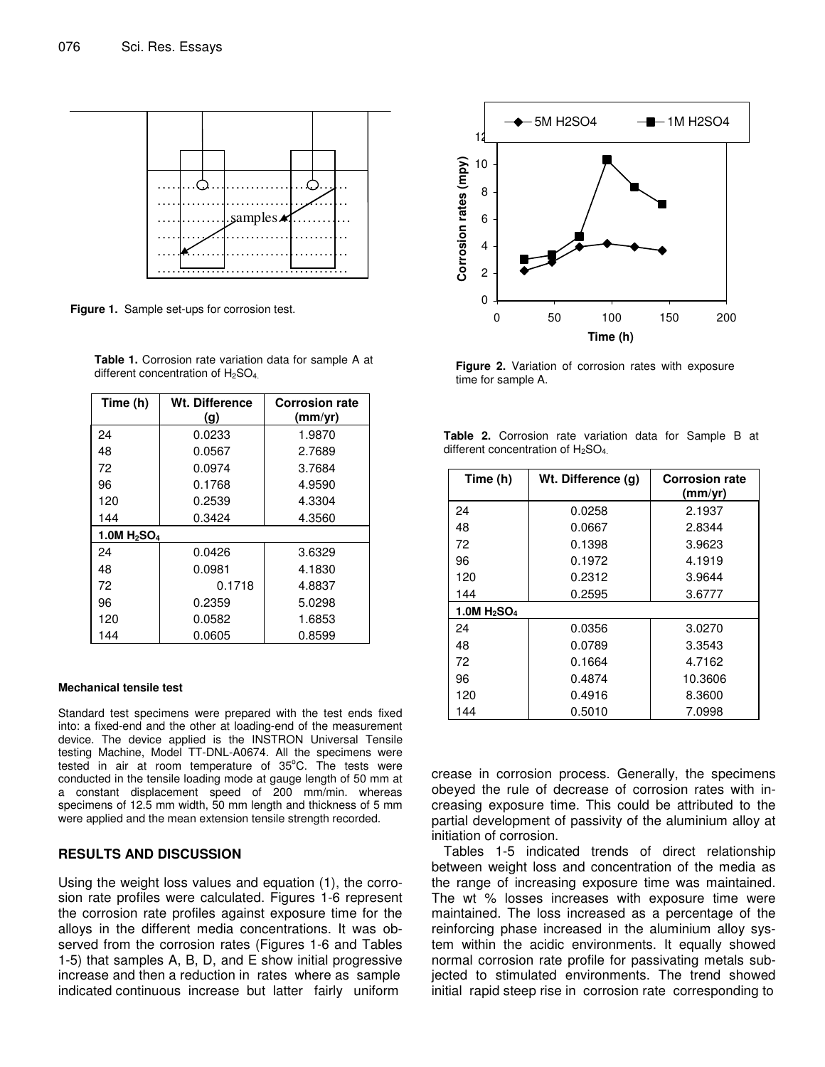Figure 1. Sample set-ups for corrosion test.

Table 1. Corrosion rate variation data for sample A at different concentration of $H_2SO_4$.

| Time (h) | Wt. Difference (g) | Corrosion rate (mm/yr) |
|---|---|---|
| 24 | 0.0233 | 1.9870 |
| 48 | 0.0567 | 2.7689 |
| 72 | 0.0974 | 3.7684 |
| 96 | 0.1768 | 4.9590 |
| 120 | 0.2539 | 4.3304 |
| 144 | 0.3424 | 4.3560 |
| **1.0M $H_2SO_4$** | | |
| 24 | 0.0426 | 3.6329 |
| 48 | 0.0981 | 4.1830 |
| 72 | 0.1718 | 4.8837 |
| 96 | 0.2359 | 5.0298 |
| 120 | 0.0582 | 1.6853 |
| 144 | 0.0605 | 0.8599 |

#### Mechanical tensile test

Standard test specimens were prepared with the test ends fixed into: a fixed-end and the other at loading-end of the measurement device. The device applied is the INSTRON Universal Tensile testing Machine, Model TT-DNL-A0674. All the specimens were tested in air at room temperature of 35°C. The tests were conducted in the tensile loading mode at gauge length of 50 mm at a constant displacement speed of 200 mm/min. whereas specimens of 12.5 mm width, 50 mm length and thickness of 5 mm were applied and the mean extension tensile strength recorded.

## RESULTS AND DISCUSSION

Using the weight loss values and equation (1), the corrosion rate profiles were calculated. Figures 1-6 represent the corrosion rate profiles against exposure time for the alloys in the different media concentrations. It was observed from the corrosion rates (Figures 1-6 and Tables 1-5) that samples A, B, D, and E show initial progressive increase and then a reduction in rates where as sample indicated continuous increase but latter fairly uniform

Figure 2. Variation of corrosion rates with exposure time for sample A.

Table 2. Corrosion rate variation data for Sample B at different concentration of $H_2SO_4$.

| Time (h) | Wt. Difference (g) | Corrosion rate (mm/yr) |
|---|---|---|
| 24 | 0.0258 | 2.1937 |
| 48 | 0.0667 | 2.8344 |
| 72 | 0.1398 | 3.9623 |
| 96 | 0.1972 | 4.1919 |
| 120 | 0.2312 | 3.9644 |
| 144 | 0.2595 | 3.6777 |
| **1.0M $H_2SO_4$** | | |
| 24 | 0.0356 | 3.0270 |
| 48 | 0.0789 | 3.3543 |
| 72 | 0.1664 | 4.7162 |
| 96 | 0.4874 | 10.3606 |
| 120 | 0.4916 | 8.3600 |
| 144 | 0.5010 | 7.0998 |

crease in corrosion process. Generally, the specimens obeyed the rule of decrease of corrosion rates with increasing exposure time. This could be attributed to the partial development of passivity of the aluminium alloy at initiation of corrosion.

Tables 1-5 indicated trends of direct relationship between weight loss and concentration of the media as the range of increasing exposure time was maintained. The wt % losses increases with exposure time were maintained. The loss increased as a percentage of the reinforcing phase increased in the aluminium alloy system within the acidic environments. It equally showed normal corrosion rate profile for passivating metals subjected to stimulated environments. The trend showed initial rapid steep rise in corrosion rate corresponding to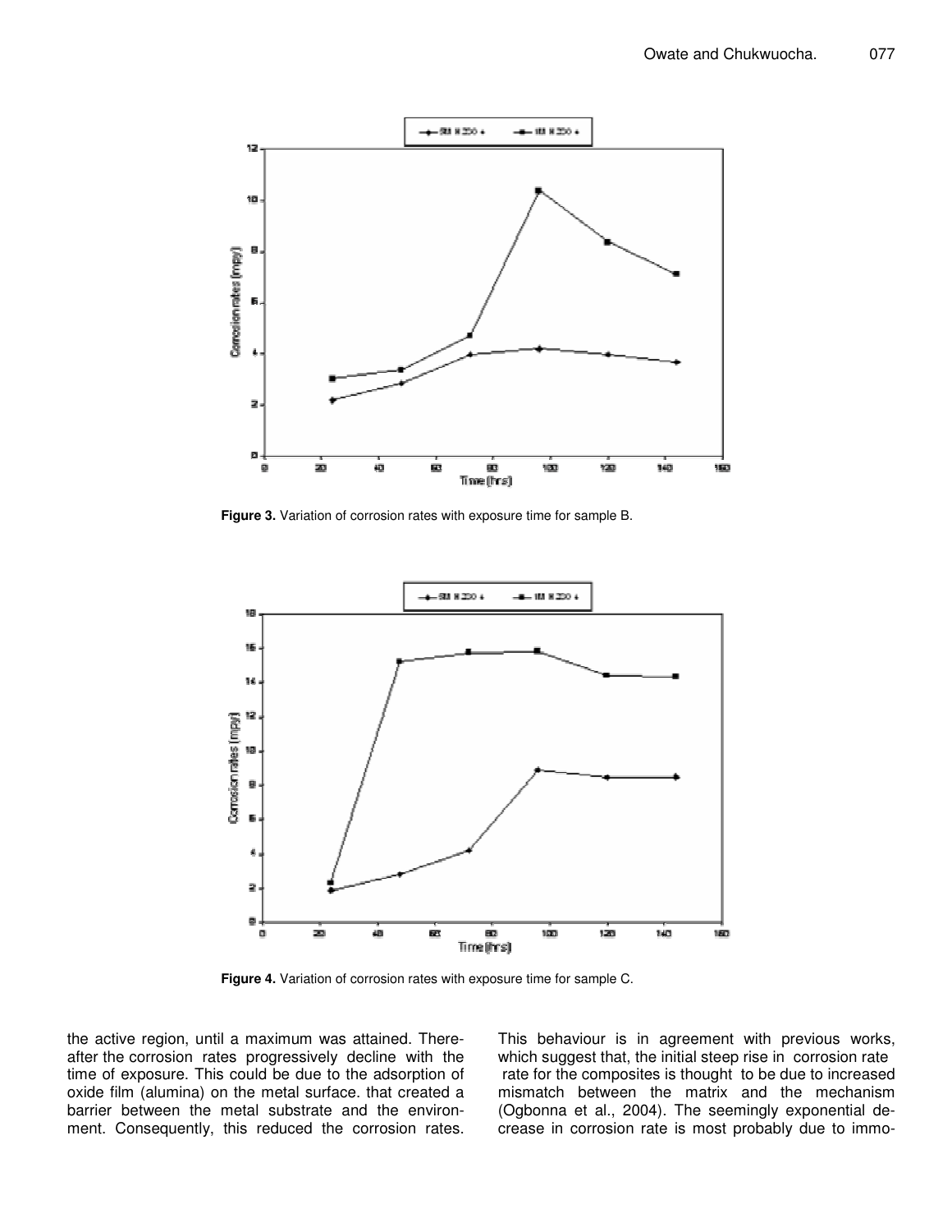**Figure 3.** Variation of corrosion rates with exposure time for sample B.

**Figure 4.** Variation of corrosion rates with exposure time for sample C.

the active region, until a maximum was attained. Thereafter the corrosion rates progressively decline with the time of exposure. This could be due to the adsorption of oxide film (alumina) on the metal surface. that created a barrier between the metal substrate and the environment. Consequently, this reduced the corrosion rates. This behaviour is in agreement with previous works, which suggest that, the initial steep rise in corrosion rate rate for the composites is thought to be due to increased mismatch between the matrix and the mechanism (Ogbonna et al., 2004). The seemingly exponential decrease in corrosion rate is most probably due to immo-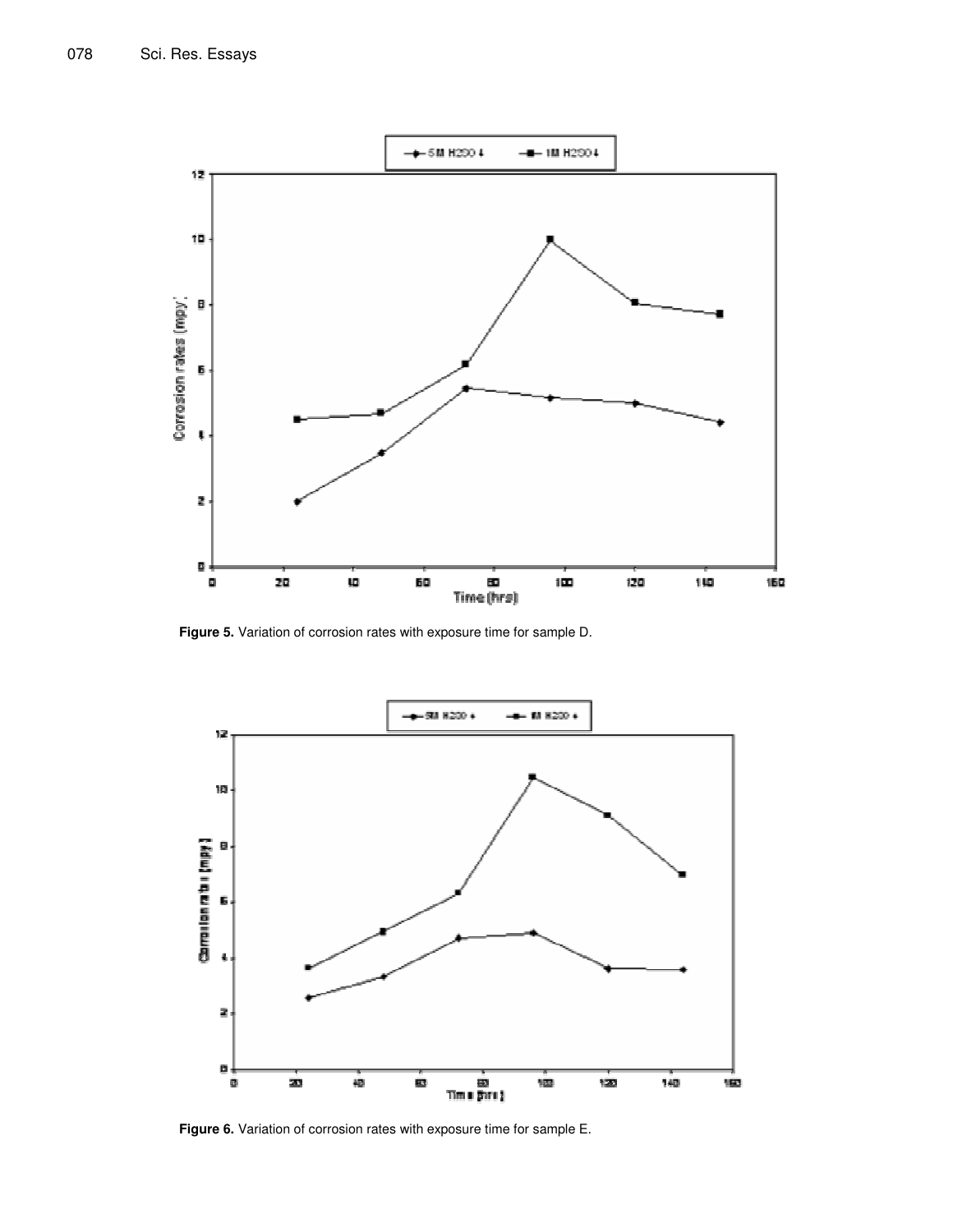Figure 5. Variation of corrosion rates with exposure time for sample D.

Figure 6. Variation of corrosion rates with exposure time for sample E.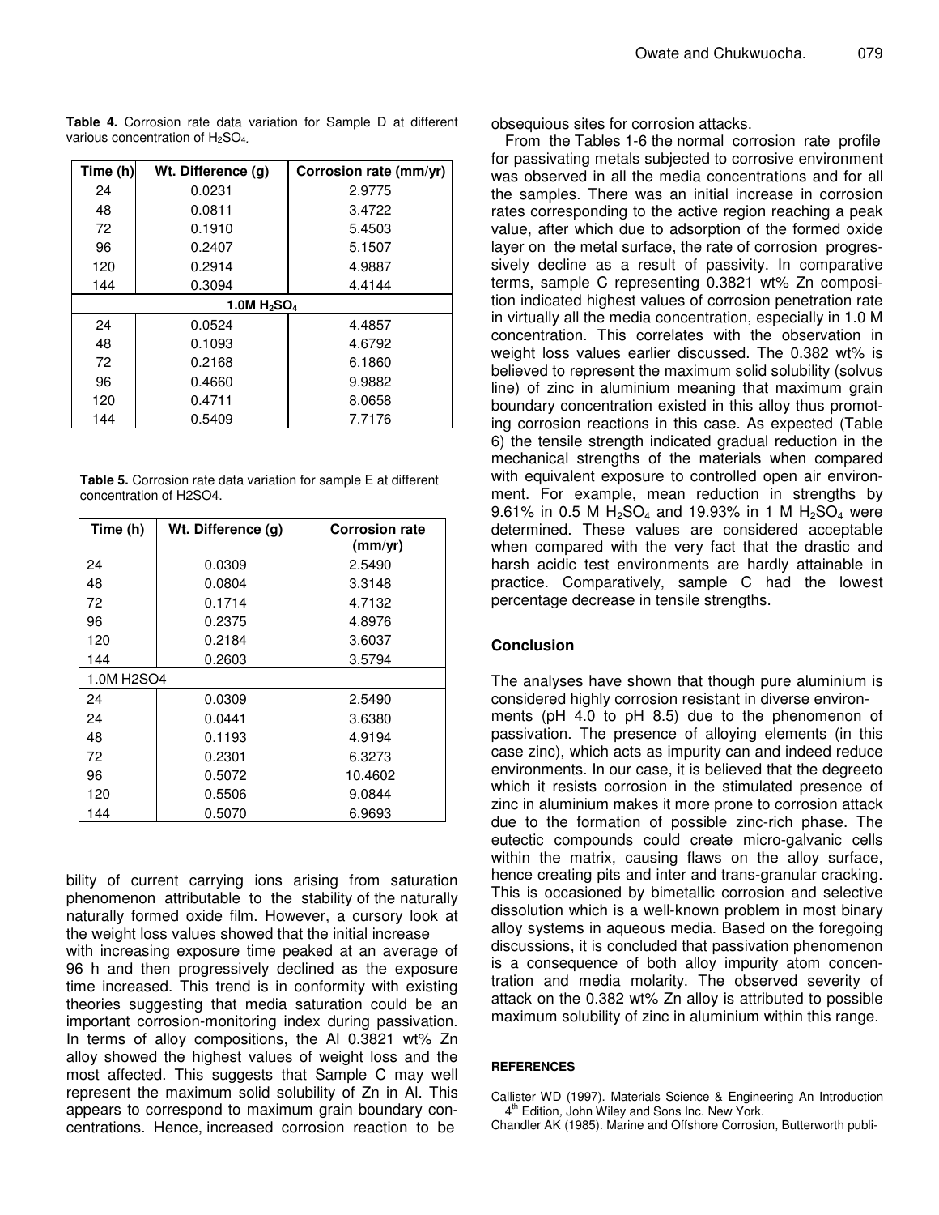**Table 4.** Corrosion rate data variation for Sample D at different various concentration of $H_2SO_4$.

| Time (h) | Wt. Difference (g) | Corrosion rate (mm/yr) |
|---|---|---|
| 24 | 0.0231 | 2.9775 |
| 48 | 0.0811 | 3.4722 |
| 72 | 0.1910 | 5.4503 |
| 96 | 0.2407 | 5.1507 |
| 120 | 0.2914 | 4.9887 |
| 144 | 0.3094 | 4.4144 |
| **1.0M $H_2SO_4$** | | |
| 24 | 0.0524 | 4.4857 |
| 48 | 0.1093 | 4.6792 |
| 72 | 0.2168 | 6.1860 |
| 96 | 0.4660 | 9.9882 |
| 120 | 0.4711 | 8.0658 |
| 144 | 0.5409 | 7.7176 |

**Table 5.** Corrosion rate data variation for sample E at different concentration of H2SO4.

| Time (h) | Wt. Difference (g) | Corrosion rate (mm/yr) |
|---|---|---|
| 24 | 0.0309 | 2.5490 |
| 48 | 0.0804 | 3.3148 |
| 72 | 0.1714 | 4.7132 |
| 96 | 0.2375 | 4.8976 |
| 120 | 0.2184 | 3.6037 |
| 144 | 0.2603 | 3.5794 |
| 1.0M H2SO4 | | |
| 24 | 0.0309 | 2.5490 |
| 24 | 0.0441 | 3.6380 |
| 48 | 0.1193 | 4.9194 |
| 72 | 0.2301 | 6.3273 |
| 96 | 0.5072 | 10.4602 |
| 120 | 0.5506 | 9.0844 |
| 144 | 0.5070 | 6.9693 |

bility of current carrying ions arising from saturation phenomenon attributable to the stability of the naturally naturally formed oxide film. However, a cursory look at the weight loss values showed that the initial increase with increasing exposure time peaked at an average of 96 h and then progressively declined as the exposure time increased. This trend is in conformity with existing theories suggesting that media saturation could be an important corrosion-monitoring index during passivation. In terms of alloy compositions, the Al 0.3821 wt% Zn alloy showed the highest values of weight loss and the most affected. This suggests that Sample C may well represent the maximum solid solubility of Zn in Al. This appears to correspond to maximum grain boundary concentrations. Hence, increased corrosion reaction to be obsequious sites for corrosion attacks.

From the Tables 1-6 the normal corrosion rate profile for passivating metals subjected to corrosive environment was observed in all the media concentrations and for all the samples. There was an initial increase in corrosion rates corresponding to the active region reaching a peak value, after which due to adsorption of the formed oxide layer on the metal surface, the rate of corrosion progressively decline as a result of passivity. In comparative terms, sample C representing 0.3821 wt% Zn composition indicated highest values of corrosion penetration rate in virtually all the media concentration, especially in 1.0 M concentration. This correlates with the observation in weight loss values earlier discussed. The 0.382 wt% is believed to represent the maximum solid solubility (solvus line) of zinc in aluminium meaning that maximum grain boundary concentration existed in this alloy thus promoting corrosion reactions in this case. As expected (Table 6) the tensile strength indicated gradual reduction in the mechanical strengths of the materials when compared with equivalent exposure to controlled open air environment. For example, mean reduction in strengths by 9.61% in 0.5 M $H_2SO_4$ and 19.93% in 1 M $H_2SO_4$ were determined. These values are considered acceptable when compared with the very fact that the drastic and harsh acidic test environments are hardly attainable in practice. Comparatively, sample C had the lowest percentage decrease in tensile strengths.

## Conclusion

The analyses have shown that though pure aluminium is considered highly corrosion resistant in diverse environments (pH 4.0 to pH 8.5) due to the phenomenon of passivation. The presence of alloying elements (in this case zinc), which acts as impurity can and indeed reduce environments. In our case, it is believed that the degreeto which it resists corrosion in the stimulated presence of zinc in aluminium makes it more prone to corrosion attack due to the formation of possible zinc-rich phase. The eutectic compounds could create micro-galvanic cells within the matrix, causing flaws on the alloy surface, hence creating pits and inter and trans-granular cracking. This is occasioned by bimetallic corrosion and selective dissolution which is a well-known problem in most binary alloy systems in aqueous media. Based on the foregoing discussions, it is concluded that passivation phenomenon is a consequence of both alloy impurity atom concentration and media molarity. The observed severity of attack on the 0.382 wt% Zn alloy is attributed to possible maximum solubility of zinc in aluminium within this range.

### REFERENCES

Callister WD (1997). Materials Science & Engineering An Introduction 4th Edition, John Wiley and Sons Inc. New York.

Chandler AK (1985). Marine and Offshore Corrosion, Butterworth publi-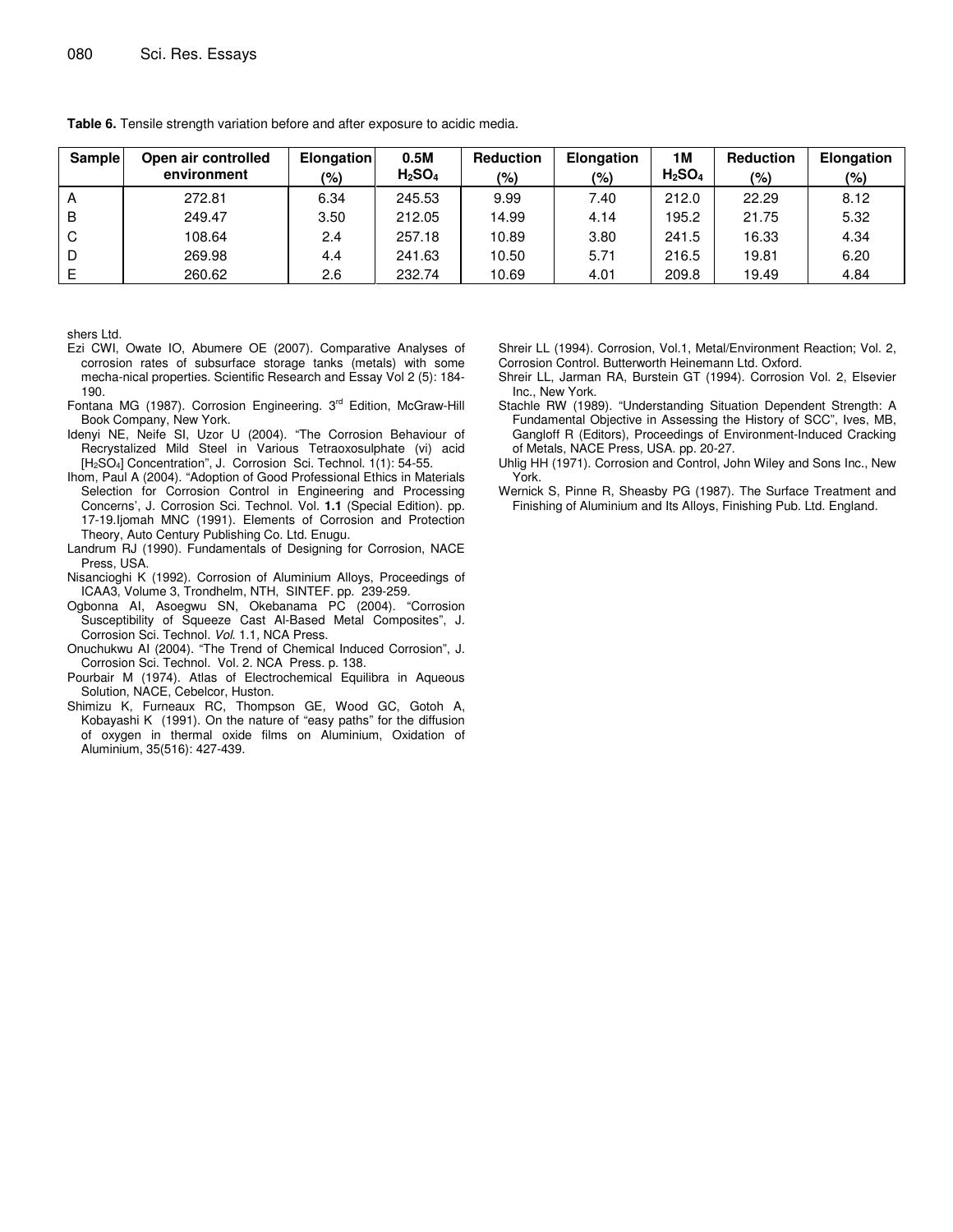**Table 6.** Tensile strength variation before and after exposure to acidic media.

| Sample | Open air controlled environment | Elongation (%) | 0.5M $H_2SO_4$ | Reduction (%) | Elongation (%) | 1M $H_2SO_4$ | Reduction (%) | Elongation (%) |
|---|---|---|---|---|---|---|---|---|
| A | 272.81 | 6.34 | 245.53 | 9.99 | 7.40 | 212.0 | 22.29 | 8.12 |
| B | 249.47 | 3.50 | 212.05 | 14.99 | 4.14 | 195.2 | 21.75 | 5.32 |
| C | 108.64 | 2.4 | 257.18 | 10.89 | 3.80 | 241.5 | 16.33 | 4.34 |
| D | 269.98 | 4.4 | 241.63 | 10.50 | 5.71 | 216.5 | 19.81 | 6.20 |
| E | 260.62 | 2.6 | 232.74 | 10.69 | 4.01 | 209.8 | 19.49 | 4.84 |

shers Ltd.

Ezi CWI, Owate IO, Abumere OE (2007). Comparative Analyses of corrosion rates of subsurface storage tanks (metals) with some mecha-nical properties. Scientific Research and Essay Vol 2 (5): 184-190.

Fontana MG (1987). Corrosion Engineering. 3rd Edition, McGraw-Hill Book Company, New York.

Idenyi NE, Neife SI, Uzor U (2004). "The Corrosion Behaviour of Recrystalized Mild Steel in Various Tetraoxosulphate (vi) acid [$H_2SO_4$] Concentration", J. Corrosion Sci. Technol. 1(1): 54-55.

Ihom, Paul A (2004). "Adoption of Good Professional Ethics in Materials Selection for Corrosion Control in Engineering and Processing Concerns', J. Corrosion Sci. Technol. Vol. **1.1** (Special Edition). pp. 17-19.Ijomah MNC (1991). Elements of Corrosion and Protection Theory, Auto Century Publishing Co. Ltd. Enugu.

Landrum RJ (1990). Fundamentals of Designing for Corrosion, NACE Press, USA.

Nisancioghi K (1992). Corrosion of Aluminium Alloys, Proceedings of ICAA3, Volume 3, Trondhelm, NTH, SINTEF. pp. 239-259.

Ogbonna AI, Asoegwu SN, Okebanama PC (2004). "Corrosion Susceptibility of Squeeze Cast Al-Based Metal Composites", J. Corrosion Sci. Technol. *Vol.* 1.1, NCA Press.

Onuchukwu AI (2004). "The Trend of Chemical Induced Corrosion", J. Corrosion Sci. Technol. Vol. 2. NCA Press. p. 138.

Pourbair M (1974). Atlas of Electrochemical Equilibra in Aqueous Solution, NACE, Cebelcor, Huston.

Shimizu K, Furneaux RC, Thompson GE, Wood GC, Gotoh A, Kobayashi K (1991). On the nature of "easy paths" for the diffusion of oxygen in thermal oxide films on Aluminium, Oxidation of Aluminium, 35(516): 427-439.

Shreir LL (1994). Corrosion, Vol.1, Metal/Environment Reaction; Vol. 2, Corrosion Control. Butterworth Heinemann Ltd. Oxford.

Shreir LL, Jarman RA, Burstein GT (1994). Corrosion Vol. 2, Elsevier Inc., New York.

Stachle RW (1989). "Understanding Situation Dependent Strength: A Fundamental Objective in Assessing the History of SCC", Ives, MB, Gangloff R (Editors), Proceedings of Environment-Induced Cracking of Metals, NACE Press, USA. pp. 20-27.

Uhlig HH (1971). Corrosion and Control, John Wiley and Sons Inc., New York.

Wernick S, Pinne R, Sheasby PG (1987). The Surface Treatment and Finishing of Aluminium and Its Alloys, Finishing Pub. Ltd. England.